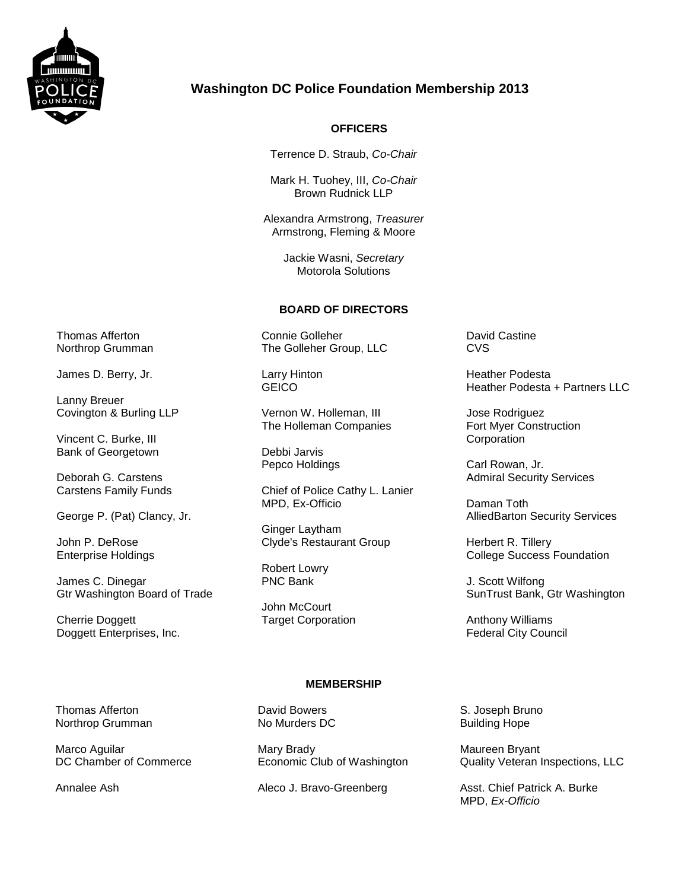# Washington DC Police Foundation Membership 2013

## OFFICERS

Terrence D. Straub, *Co-Chair*

Mark H. Tuohey, III, *Co-Chair*
Brown Rudnick LLP

Alexandra Armstrong, *Treasurer*
Armstrong, Fleming & Moore

Jackie Wasni, *Secretary*
Motorola Solutions

## BOARD OF DIRECTORS

Thomas Afferton
Northrop Grumman

James D. Berry, Jr.

Lanny Breuer
Covington & Burling LLP

Vincent C. Burke, III
Bank of Georgetown

Deborah G. Carstens
Carstens Family Funds

George P. (Pat) Clancy, Jr.

John P. DeRose
Enterprise Holdings

James C. Dinegar
Gtr Washington Board of Trade

Cherrie Doggett
Doggett Enterprises, Inc.

Connie Golleher
The Golleher Group, LLC

Larry Hinton
GEICO

Vernon W. Holleman, III
The Holleman Companies

Debbi Jarvis
Pepco Holdings

Chief of Police Cathy L. Lanier
MPD, Ex-Officio

Ginger Laytham
Clyde's Restaurant Group

Robert Lowry
PNC Bank

John McCourt
Target Corporation

David Castine
CVS

Heather Podesta
Heather Podesta + Partners LLC

Jose Rodriguez
Fort Myer Construction Corporation

Carl Rowan, Jr.
Admiral Security Services

Daman Toth
AlliedBarton Security Services

Herbert R. Tillery
College Success Foundation

J. Scott Wilfong
SunTrust Bank, Gtr Washington

Anthony Williams
Federal City Council

## MEMBERSHIP

Thomas Afferton
Northrop Grumman

Marco Aguilar
DC Chamber of Commerce

Annalee Ash

David Bowers
No Murders DC

Mary Brady
Economic Club of Washington

Aleco J. Bravo-Greenberg

S. Joseph Bruno
Building Hope

Maureen Bryant
Quality Veteran Inspections, LLC

Asst. Chief Patrick A. Burke
MPD, *Ex-Officio*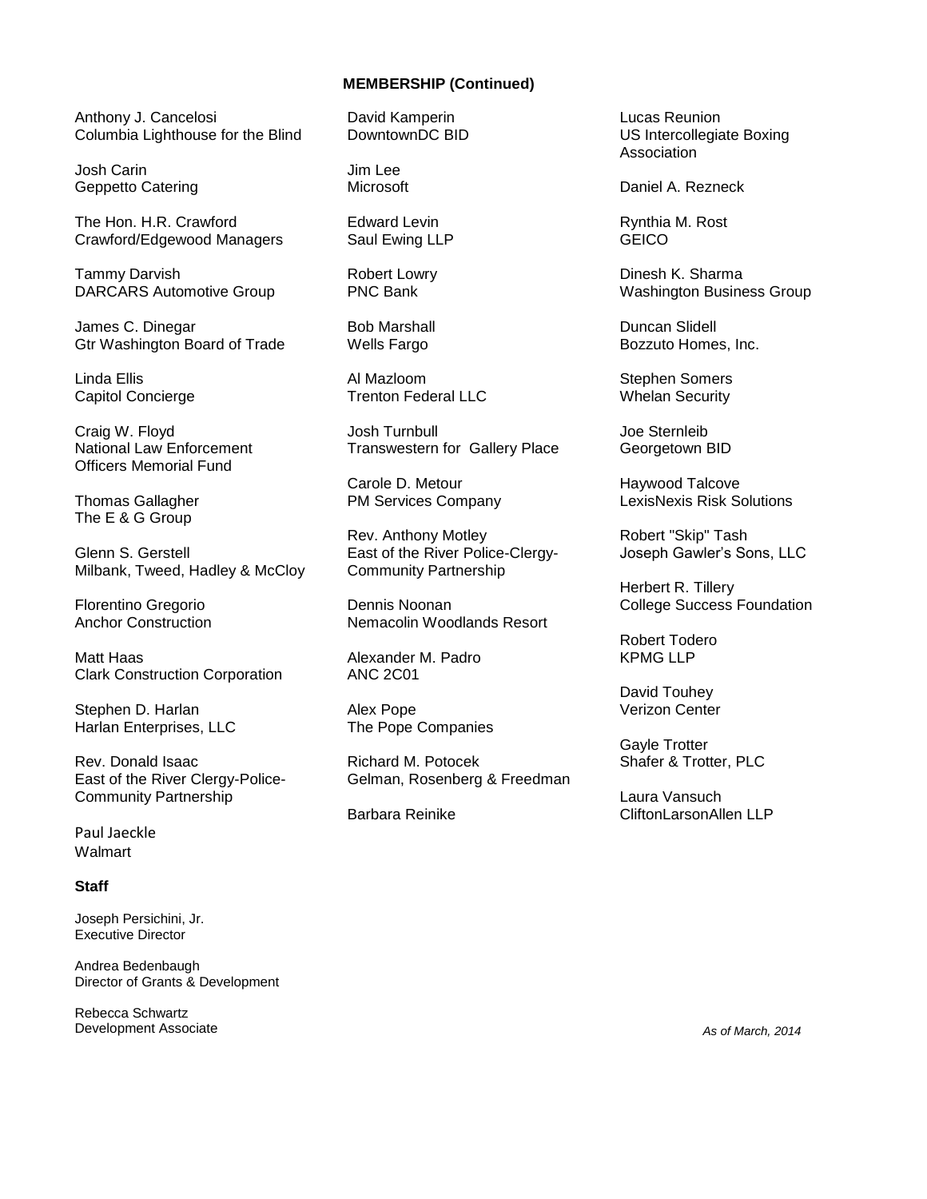## MEMBERSHIP (Continued)

Anthony J. Cancelosi
Columbia Lighthouse for the Blind

Josh Carin
Geppetto Catering

The Hon. H.R. Crawford
Crawford/Edgewood Managers

Tammy Darvish
DARCARS Automotive Group

James C. Dinegar
Gtr Washington Board of Trade

Linda Ellis
Capitol Concierge

Craig W. Floyd
National Law Enforcement Officers Memorial Fund

Thomas Gallagher
The E & G Group

Glenn S. Gerstell
Milbank, Tweed, Hadley & McCloy

Florentino Gregorio
Anchor Construction

Matt Haas
Clark Construction Corporation

Stephen D. Harlan
Harlan Enterprises, LLC

Rev. Donald Isaac
East of the River Clergy-Police-Community Partnership

Paul Jaeckle
Walmart

David Kamperin
DowntownDC BID

Jim Lee
Microsoft

Edward Levin
Saul Ewing LLP

Robert Lowry
PNC Bank

Bob Marshall
Wells Fargo

Al Mazloom
Trenton Federal LLC

Josh Turnbull
Transwestern for Gallery Place

Carole D. Metour
PM Services Company

Rev. Anthony Motley
East of the River Police-Clergy-Community Partnership

Dennis Noonan
Nemacolin Woodlands Resort

Alexander M. Padro
ANC 2C01

Alex Pope
The Pope Companies

Richard M. Potocek
Gelman, Rosenberg & Freedman

Barbara Reinike

Lucas Reunion
US Intercollegiate Boxing Association

Daniel A. Rezneck

Rynthia M. Rost
GEICO

Dinesh K. Sharma
Washington Business Group

Duncan Slidell
Bozzuto Homes, Inc.

Stephen Somers
Whelan Security

Joe Sternleib
Georgetown BID

Haywood Talcove
LexisNexis Risk Solutions

Robert "Skip" Tash
Joseph Gawler's Sons, LLC

Herbert R. Tillery
College Success Foundation

Robert Todero
KPMG LLP

David Touhey
Verizon Center

Gayle Trotter
Shafer & Trotter, PLC

Laura Vansuch
CliftonLarsonAllen LLP

### Staff

Joseph Persichini, Jr.
Executive Director

Andrea Bedenbaugh
Director of Grants & Development

Rebecca Schwartz
Development Associate

*As of March, 2014*